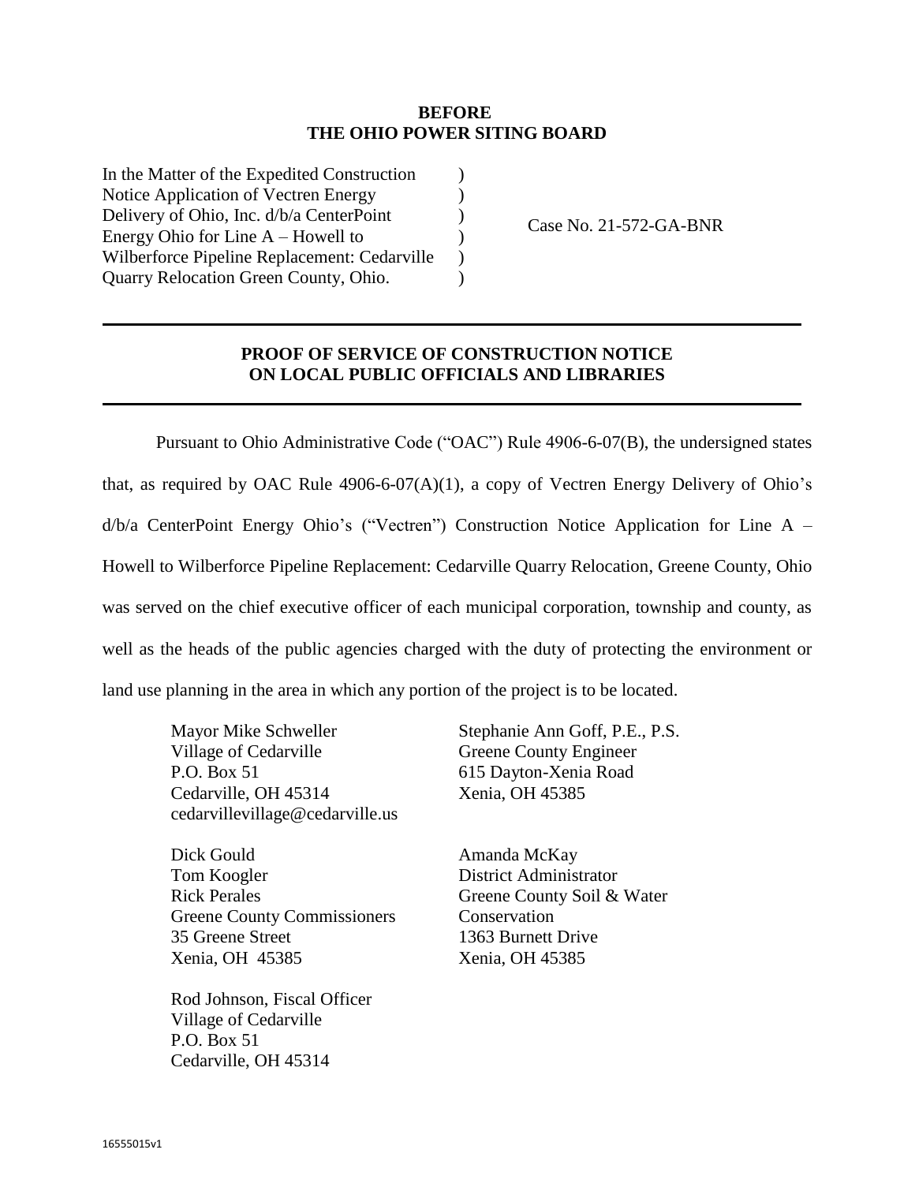**BEFORE**
**THE OHIO POWER SITING BOARD**

In the Matter of the Expedited Construction Notice Application of Vectren Energy Delivery of Ohio, Inc. d/b/a CenterPoint Energy Ohio for Line A – Howell to Wilberforce Pipeline Replacement: Cedarville Quarry Relocation Green County, Ohio.

Case No. 21-572-GA-BNR

---

**PROOF OF SERVICE OF CONSTRUCTION NOTICE ON LOCAL PUBLIC OFFICIALS AND LIBRARIES**

---

Pursuant to Ohio Administrative Code ("OAC") Rule 4906-6-07(B), the undersigned states that, as required by OAC Rule 4906-6-07(A)(1), a copy of Vectren Energy Delivery of Ohio's d/b/a CenterPoint Energy Ohio's ("Vectren") Construction Notice Application for Line A – Howell to Wilberforce Pipeline Replacement: Cedarville Quarry Relocation, Greene County, Ohio was served on the chief executive officer of each municipal corporation, township and county, as well as the heads of the public agencies charged with the duty of protecting the environment or land use planning in the area in which any portion of the project is to be located.

Mayor Mike Schweller
Village of Cedarville
P.O. Box 51
Cedarville, OH 45314
cedarvillevillage@cedarville.us

Dick Gould
Tom Koogler
Rick Perales
Greene County Commissioners
35 Greene Street
Xenia, OH 45385

Rod Johnson, Fiscal Officer
Village of Cedarville
P.O. Box 51
Cedarville, OH 45314

Stephanie Ann Goff, P.E., P.S.
Greene County Engineer
615 Dayton-Xenia Road
Xenia, OH 45385

Amanda McKay
District Administrator
Greene County Soil & Water Conservation
1363 Burnett Drive
Xenia, OH 45385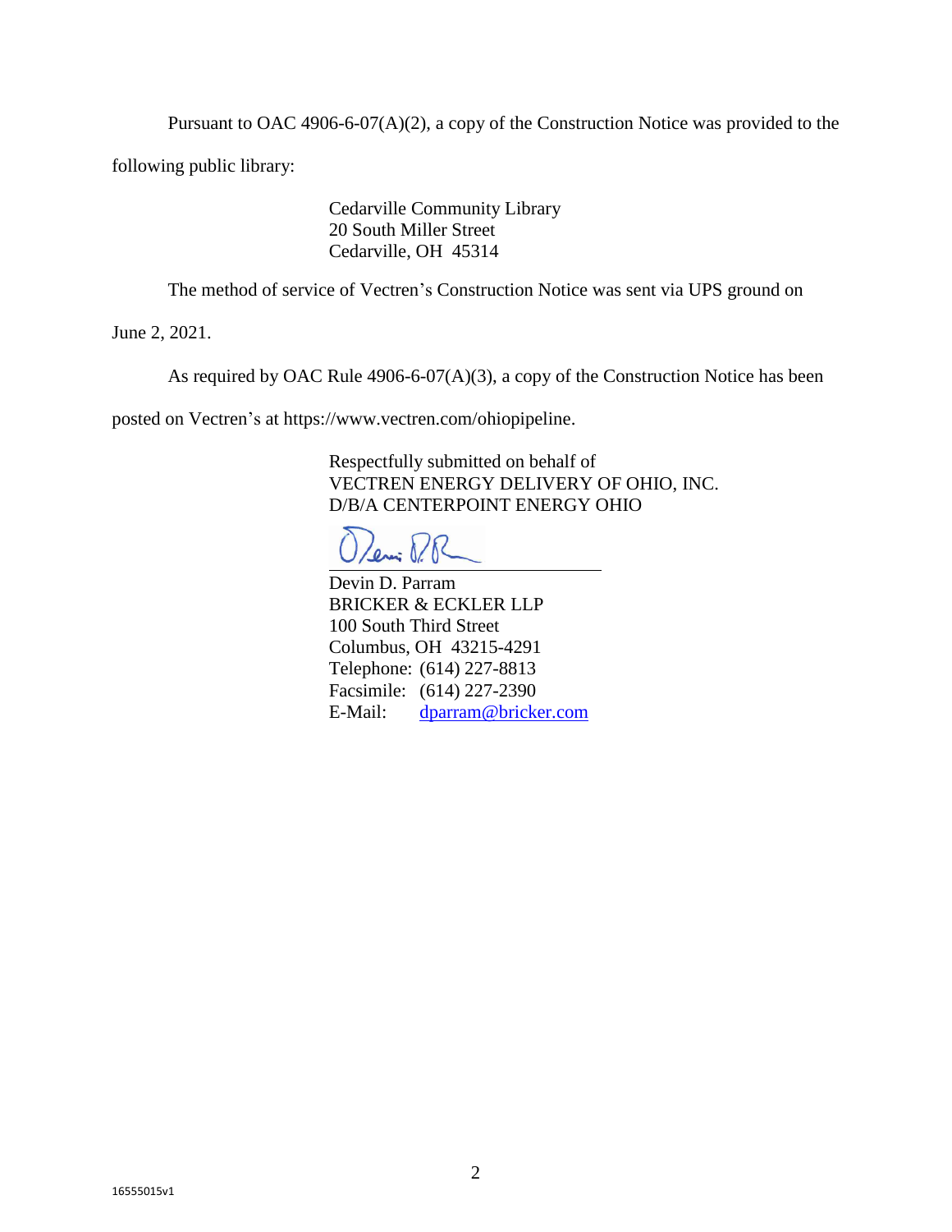Pursuant to OAC 4906-6-07(A)(2), a copy of the Construction Notice was provided to the following public library:

Cedarville Community Library
20 South Miller Street
Cedarville, OH 45314

The method of service of Vectren's Construction Notice was sent via UPS ground on June 2, 2021.

As required by OAC Rule 4906-6-07(A)(3), a copy of the Construction Notice has been posted on Vectren's at https://www.vectren.com/ohiopipeline.

Respectfully submitted on behalf of
VECTREN ENERGY DELIVERY OF OHIO, INC.
D/B/A CENTERPOINT ENERGY OHIO

Devin D. Parram
BRICKER & ECKLER LLP
100 South Third Street
Columbus, OH 43215-4291
Telephone: (614) 227-8813
Facsimile: (614) 227-2390
E-Mail: dparram@bricker.com

16555015v1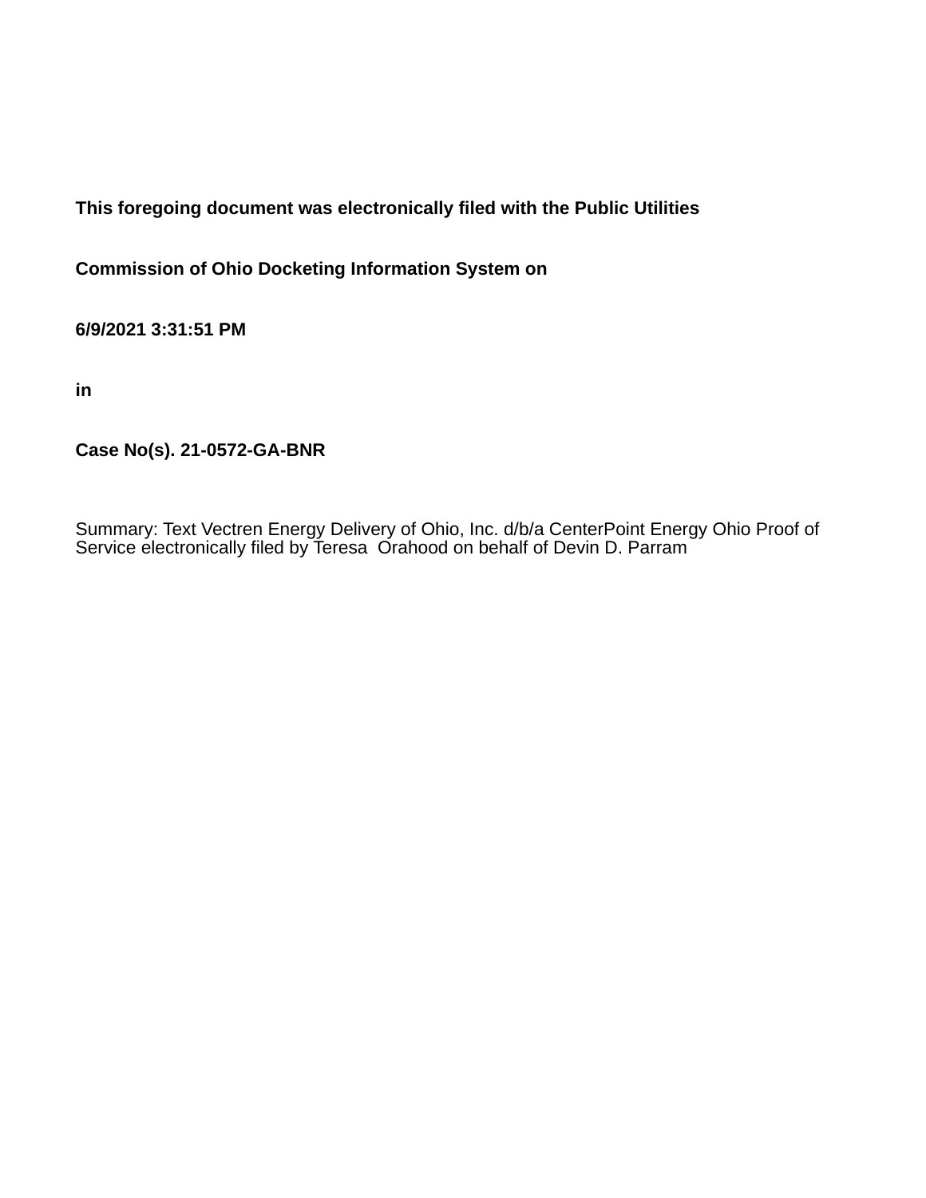**This foregoing document was electronically filed with the Public Utilities**

**Commission of Ohio Docketing Information System on**

**6/9/2021 3:31:51 PM**

**in**

**Case No(s). 21-0572-GA-BNR**

Summary: Text Vectren Energy Delivery of Ohio, Inc. d/b/a CenterPoint Energy Ohio Proof of Service electronically filed by Teresa  Orahood on behalf of Devin D. Parram